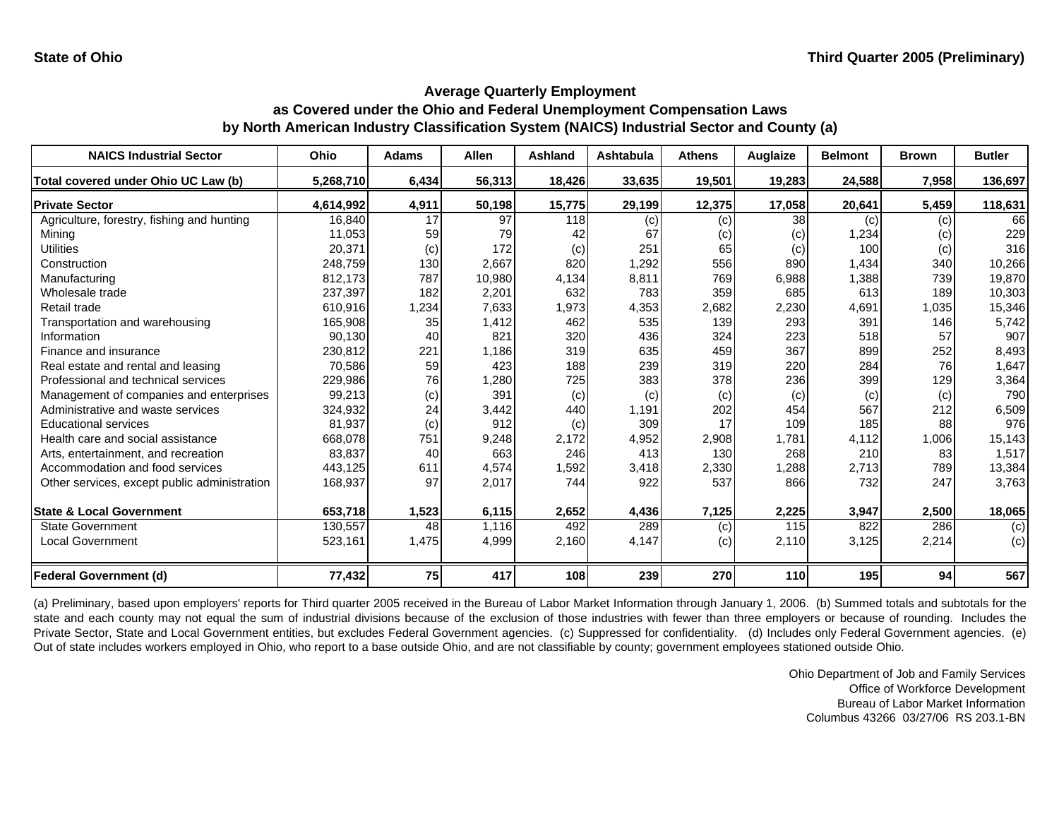**State of Ohio** **Third Quarter 2005 (Preliminary)**

## Average Quarterly Employment as Covered under the Ohio and Federal Unemployment Compensation Laws by North American Industry Classification System (NAICS) Industrial Sector and County (a)

| NAICS Industrial Sector | Ohio | Adams | Allen | Ashland | Ashtabula | Athens | Auglaize | Belmont | Brown | Butler |
|---|---|---|---|---|---|---|---|---|---|---|
| **Total covered under Ohio UC Law (b)** | **5,268,710** | **6,434** | **56,313** | **18,426** | **33,635** | **19,501** | **19,283** | **24,588** | **7,958** | **136,697** |
| **Private Sector** | **4,614,992** | **4,911** | **50,198** | **15,775** | **29,199** | **12,375** | **17,058** | **20,641** | **5,459** | **118,631** |
| Agriculture, forestry, fishing and hunting | 16,840 | 17 | 97 | 118 | (c) | (c) | 38 | (c) | (c) | 66 |
| Mining | 11,053 | 59 | 79 | 42 | 67 | (c) | (c) | 1,234 | (c) | 229 |
| Utilities | 20,371 | (c) | 172 | (c) | 251 | 65 | (c) | 100 | (c) | 316 |
| Construction | 248,759 | 130 | 2,667 | 820 | 1,292 | 556 | 890 | 1,434 | 340 | 10,266 |
| Manufacturing | 812,173 | 787 | 10,980 | 4,134 | 8,811 | 769 | 6,988 | 1,388 | 739 | 19,870 |
| Wholesale trade | 237,397 | 182 | 2,201 | 632 | 783 | 359 | 685 | 613 | 189 | 10,303 |
| Retail trade | 610,916 | 1,234 | 7,633 | 1,973 | 4,353 | 2,682 | 2,230 | 4,691 | 1,035 | 15,346 |
| Transportation and warehousing | 165,908 | 35 | 1,412 | 462 | 535 | 139 | 293 | 391 | 146 | 5,742 |
| Information | 90,130 | 40 | 821 | 320 | 436 | 324 | 223 | 518 | 57 | 907 |
| Finance and insurance | 230,812 | 221 | 1,186 | 319 | 635 | 459 | 367 | 899 | 252 | 8,493 |
| Real estate and rental and leasing | 70,586 | 59 | 423 | 188 | 239 | 319 | 220 | 284 | 76 | 1,647 |
| Professional and technical services | 229,986 | 76 | 1,280 | 725 | 383 | 378 | 236 | 399 | 129 | 3,364 |
| Management of companies and enterprises | 99,213 | (c) | 391 | (c) | (c) | (c) | (c) | (c) | (c) | 790 |
| Administrative and waste services | 324,932 | 24 | 3,442 | 440 | 1,191 | 202 | 454 | 567 | 212 | 6,509 |
| Educational services | 81,937 | (c) | 912 | (c) | 309 | 17 | 109 | 185 | 88 | 976 |
| Health care and social assistance | 668,078 | 751 | 9,248 | 2,172 | 4,952 | 2,908 | 1,781 | 4,112 | 1,006 | 15,143 |
| Arts, entertainment, and recreation | 83,837 | 40 | 663 | 246 | 413 | 130 | 268 | 210 | 83 | 1,517 |
| Accommodation and food services | 443,125 | 611 | 4,574 | 1,592 | 3,418 | 2,330 | 1,288 | 2,713 | 789 | 13,384 |
| Other services, except public administration | 168,937 | 97 | 2,017 | 744 | 922 | 537 | 866 | 732 | 247 | 3,763 |
| **State & Local Government** | **653,718** | **1,523** | **6,115** | **2,652** | **4,436** | **7,125** | **2,225** | **3,947** | **2,500** | **18,065** |
| State Government | 130,557 | 48 | 1,116 | 492 | 289 | (c) | 115 | 822 | 286 | (c) |
| Local Government | 523,161 | 1,475 | 4,999 | 2,160 | 4,147 | (c) | 2,110 | 3,125 | 2,214 | (c) |
| **Federal Government (d)** | **77,432** | **75** | **417** | **108** | **239** | **270** | **110** | **195** | **94** | **567** |

(a) Preliminary, based upon employers' reports for Third quarter 2005 received in the Bureau of Labor Market Information through January 1, 2006. (b) Summed totals and subtotals for the state and each county may not equal the sum of industrial divisions because of the exclusion of those industries with fewer than three employers or because of rounding. Includes the Private Sector, State and Local Government entities, but excludes Federal Government agencies. (c) Suppressed for confidentiality. (d) Includes only Federal Government agencies. (e) Out of state includes workers employed in Ohio, who report to a base outside Ohio, and are not classifiable by county; government employees stationed outside Ohio.

Ohio Department of Job and Family Services
Office of Workforce Development
Bureau of Labor Market Information
Columbus 43266 03/27/06 RS 203.1-BN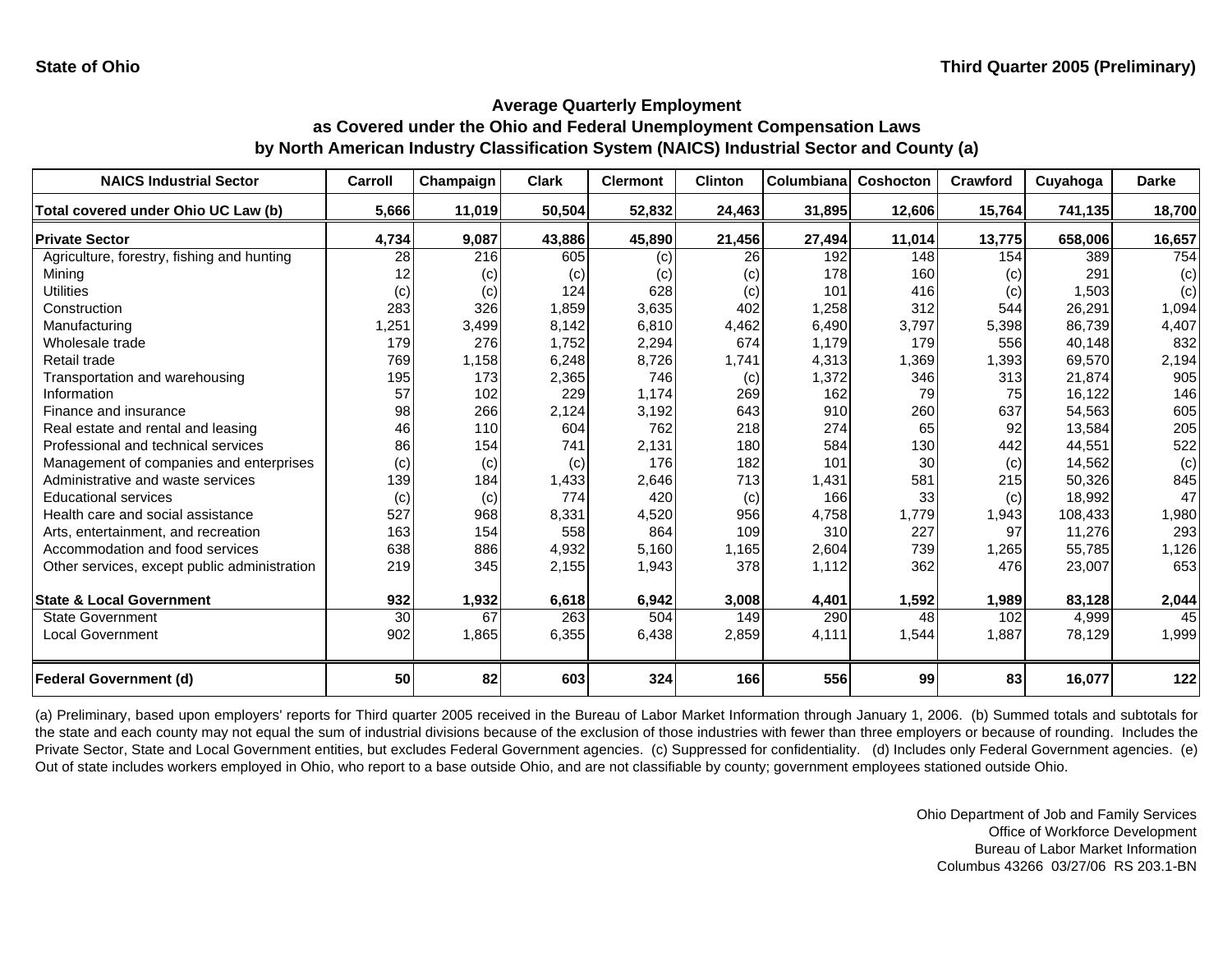State of Ohio — Third Quarter 2005 (Preliminary)

## Average Quarterly Employment as Covered under the Ohio and Federal Unemployment Compensation Laws by North American Industry Classification System (NAICS) Industrial Sector and County (a)

| NAICS Industrial Sector | Carroll | Champaign | Clark | Clermont | Clinton | Columbiana | Coshocton | Crawford | Cuyahoga | Darke |
|---|---|---|---|---|---|---|---|---|---|---|
| **Total covered under Ohio UC Law (b)** | **5,666** | **11,019** | **50,504** | **52,832** | **24,463** | **31,895** | **12,606** | **15,764** | **741,135** | **18,700** |
| **Private Sector** | **4,734** | **9,087** | **43,886** | **45,890** | **21,456** | **27,494** | **11,014** | **13,775** | **658,006** | **16,657** |
| Agriculture, forestry, fishing and hunting | 28 | 216 | 605 | (c) | 26 | 192 | 148 | 154 | 389 | 754 |
| Mining | 12 | (c) | (c) | (c) | (c) | 178 | 160 | (c) | 291 | (c) |
| Utilities | (c) | (c) | 124 | 628 | (c) | 101 | 416 | (c) | 1,503 | (c) |
| Construction | 283 | 326 | 1,859 | 3,635 | 402 | 1,258 | 312 | 544 | 26,291 | 1,094 |
| Manufacturing | 1,251 | 3,499 | 8,142 | 6,810 | 4,462 | 6,490 | 3,797 | 5,398 | 86,739 | 4,407 |
| Wholesale trade | 179 | 276 | 1,752 | 2,294 | 674 | 1,179 | 179 | 556 | 40,148 | 832 |
| Retail trade | 769 | 1,158 | 6,248 | 8,726 | 1,741 | 4,313 | 1,369 | 1,393 | 69,570 | 2,194 |
| Transportation and warehousing | 195 | 173 | 2,365 | 746 | (c) | 1,372 | 346 | 313 | 21,874 | 905 |
| Information | 57 | 102 | 229 | 1,174 | 269 | 162 | 79 | 75 | 16,122 | 146 |
| Finance and insurance | 98 | 266 | 2,124 | 3,192 | 643 | 910 | 260 | 637 | 54,563 | 605 |
| Real estate and rental and leasing | 46 | 110 | 604 | 762 | 218 | 274 | 65 | 92 | 13,584 | 205 |
| Professional and technical services | 86 | 154 | 741 | 2,131 | 180 | 584 | 130 | 442 | 44,551 | 522 |
| Management of companies and enterprises | (c) | (c) | (c) | 176 | 182 | 101 | 30 | (c) | 14,562 | (c) |
| Administrative and waste services | 139 | 184 | 1,433 | 2,646 | 713 | 1,431 | 581 | 215 | 50,326 | 845 |
| Educational services | (c) | (c) | 774 | 420 | (c) | 166 | 33 | (c) | 18,992 | 47 |
| Health care and social assistance | 527 | 968 | 8,331 | 4,520 | 956 | 4,758 | 1,779 | 1,943 | 108,433 | 1,980 |
| Arts, entertainment, and recreation | 163 | 154 | 558 | 864 | 109 | 310 | 227 | 97 | 11,276 | 293 |
| Accommodation and food services | 638 | 886 | 4,932 | 5,160 | 1,165 | 2,604 | 739 | 1,265 | 55,785 | 1,126 |
| Other services, except public administration | 219 | 345 | 2,155 | 1,943 | 378 | 1,112 | 362 | 476 | 23,007 | 653 |
| **State & Local Government** | **932** | **1,932** | **6,618** | **6,942** | **3,008** | **4,401** | **1,592** | **1,989** | **83,128** | **2,044** |
| State Government | 30 | 67 | 263 | 504 | 149 | 290 | 48 | 102 | 4,999 | 45 |
| Local Government | 902 | 1,865 | 6,355 | 6,438 | 2,859 | 4,111 | 1,544 | 1,887 | 78,129 | 1,999 |
| **Federal Government (d)** | **50** | **82** | **603** | **324** | **166** | **556** | **99** | **83** | **16,077** | **122** |

(a) Preliminary, based upon employers' reports for Third quarter 2005 received in the Bureau of Labor Market Information through January 1, 2006. (b) Summed totals and subtotals for the state and each county may not equal the sum of industrial divisions because of the exclusion of those industries with fewer than three employers or because of rounding. Includes the Private Sector, State and Local Government entities, but excludes Federal Government agencies. (c) Suppressed for confidentiality. (d) Includes only Federal Government agencies. (e) Out of state includes workers employed in Ohio, who report to a base outside Ohio, and are not classifiable by county; government employees stationed outside Ohio.

Ohio Department of Job and Family Services
Office of Workforce Development
Bureau of Labor Market Information
Columbus 43266 03/27/06 RS 203.1-BN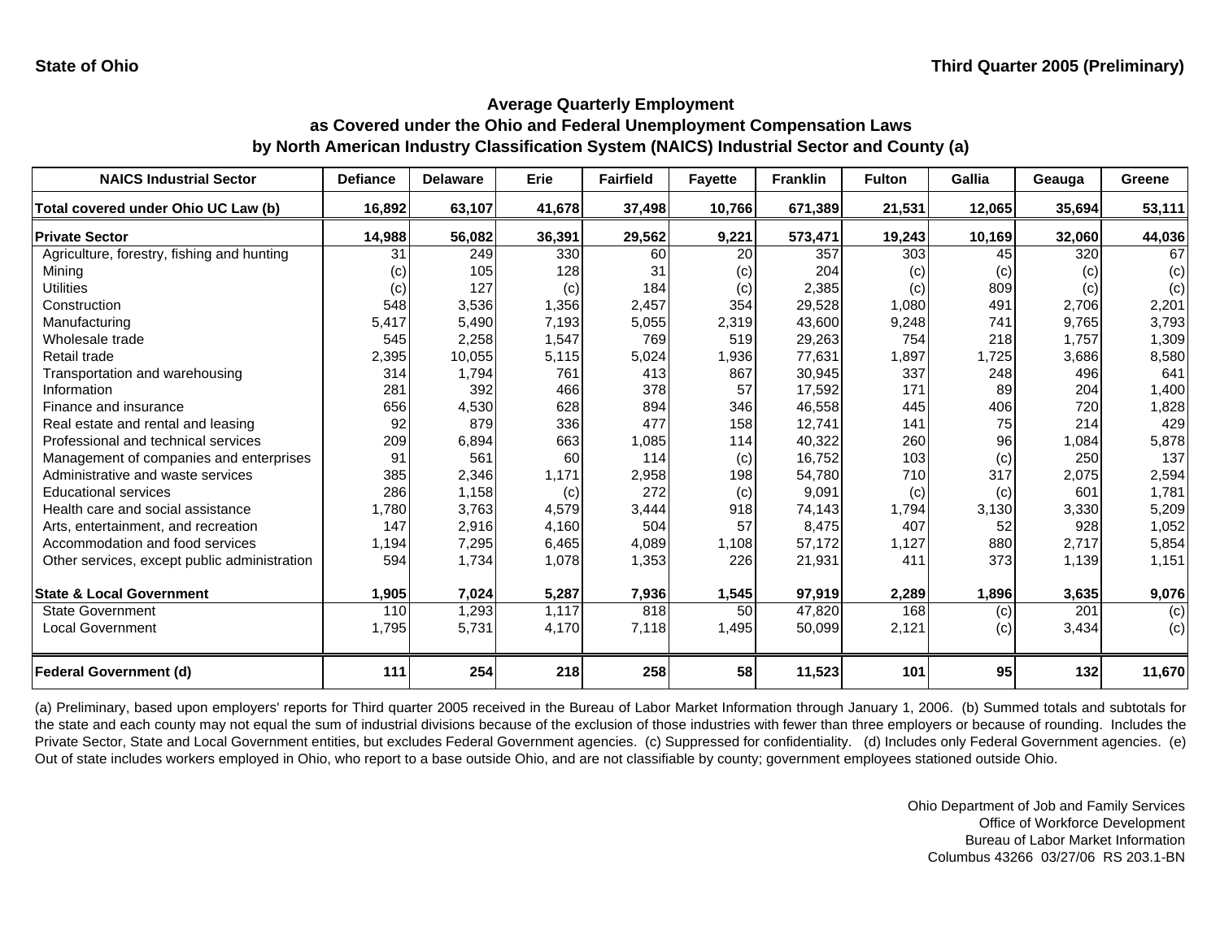**State of Ohio** **Third Quarter 2005 (Preliminary)**

## Average Quarterly Employment as Covered under the Ohio and Federal Unemployment Compensation Laws by North American Industry Classification System (NAICS) Industrial Sector and County (a)

| NAICS Industrial Sector | Defiance | Delaware | Erie | Fairfield | Fayette | Franklin | Fulton | Gallia | Geauga | Greene |
|---|---|---|---|---|---|---|---|---|---|---|
| **Total covered under Ohio UC Law (b)** | **16,892** | **63,107** | **41,678** | **37,498** | **10,766** | **671,389** | **21,531** | **12,065** | **35,694** | **53,111** |
| **Private Sector** | **14,988** | **56,082** | **36,391** | **29,562** | **9,221** | **573,471** | **19,243** | **10,169** | **32,060** | **44,036** |
| Agriculture, forestry, fishing and hunting | 31 | 249 | 330 | 60 | 20 | 357 | 303 | 45 | 320 | 67 |
| Mining | (c) | 105 | 128 | 31 | (c) | 204 | (c) | (c) | (c) | (c) |
| Utilities | (c) | 127 | (c) | 184 | (c) | 2,385 | (c) | 809 | (c) | (c) |
| Construction | 548 | 3,536 | 1,356 | 2,457 | 354 | 29,528 | 1,080 | 491 | 2,706 | 2,201 |
| Manufacturing | 5,417 | 5,490 | 7,193 | 5,055 | 2,319 | 43,600 | 9,248 | 741 | 9,765 | 3,793 |
| Wholesale trade | 545 | 2,258 | 1,547 | 769 | 519 | 29,263 | 754 | 218 | 1,757 | 1,309 |
| Retail trade | 2,395 | 10,055 | 5,115 | 5,024 | 1,936 | 77,631 | 1,897 | 1,725 | 3,686 | 8,580 |
| Transportation and warehousing | 314 | 1,794 | 761 | 413 | 867 | 30,945 | 337 | 248 | 496 | 641 |
| Information | 281 | 392 | 466 | 378 | 57 | 17,592 | 171 | 89 | 204 | 1,400 |
| Finance and insurance | 656 | 4,530 | 628 | 894 | 346 | 46,558 | 445 | 406 | 720 | 1,828 |
| Real estate and rental and leasing | 92 | 879 | 336 | 477 | 158 | 12,741 | 141 | 75 | 214 | 429 |
| Professional and technical services | 209 | 6,894 | 663 | 1,085 | 114 | 40,322 | 260 | 96 | 1,084 | 5,878 |
| Management of companies and enterprises | 91 | 561 | 60 | 114 | (c) | 16,752 | 103 | (c) | 250 | 137 |
| Administrative and waste services | 385 | 2,346 | 1,171 | 2,958 | 198 | 54,780 | 710 | 317 | 2,075 | 2,594 |
| Educational services | 286 | 1,158 | (c) | 272 | (c) | 9,091 | (c) | (c) | 601 | 1,781 |
| Health care and social assistance | 1,780 | 3,763 | 4,579 | 3,444 | 918 | 74,143 | 1,794 | 3,130 | 3,330 | 5,209 |
| Arts, entertainment, and recreation | 147 | 2,916 | 4,160 | 504 | 57 | 8,475 | 407 | 52 | 928 | 1,052 |
| Accommodation and food services | 1,194 | 7,295 | 6,465 | 4,089 | 1,108 | 57,172 | 1,127 | 880 | 2,717 | 5,854 |
| Other services, except public administration | 594 | 1,734 | 1,078 | 1,353 | 226 | 21,931 | 411 | 373 | 1,139 | 1,151 |
| **State & Local Government** | **1,905** | **7,024** | **5,287** | **7,936** | **1,545** | **97,919** | **2,289** | **1,896** | **3,635** | **9,076** |
| State Government | 110 | 1,293 | 1,117 | 818 | 50 | 47,820 | 168 | (c) | 201 | (c) |
| Local Government | 1,795 | 5,731 | 4,170 | 7,118 | 1,495 | 50,099 | 2,121 | (c) | 3,434 | (c) |
| **Federal Government (d)** | **111** | **254** | **218** | **258** | **58** | **11,523** | **101** | **95** | **132** | **11,670** |

(a) Preliminary, based upon employers' reports for Third quarter 2005 received in the Bureau of Labor Market Information through January 1, 2006. (b) Summed totals and subtotals for the state and each county may not equal the sum of industrial divisions because of the exclusion of those industries with fewer than three employers or because of rounding. Includes the Private Sector, State and Local Government entities, but excludes Federal Government agencies. (c) Suppressed for confidentiality. (d) Includes only Federal Government agencies. (e) Out of state includes workers employed in Ohio, who report to a base outside Ohio, and are not classifiable by county; government employees stationed outside Ohio.

Ohio Department of Job and Family Services
Office of Workforce Development
Bureau of Labor Market Information
Columbus 43266 03/27/06 RS 203.1-BN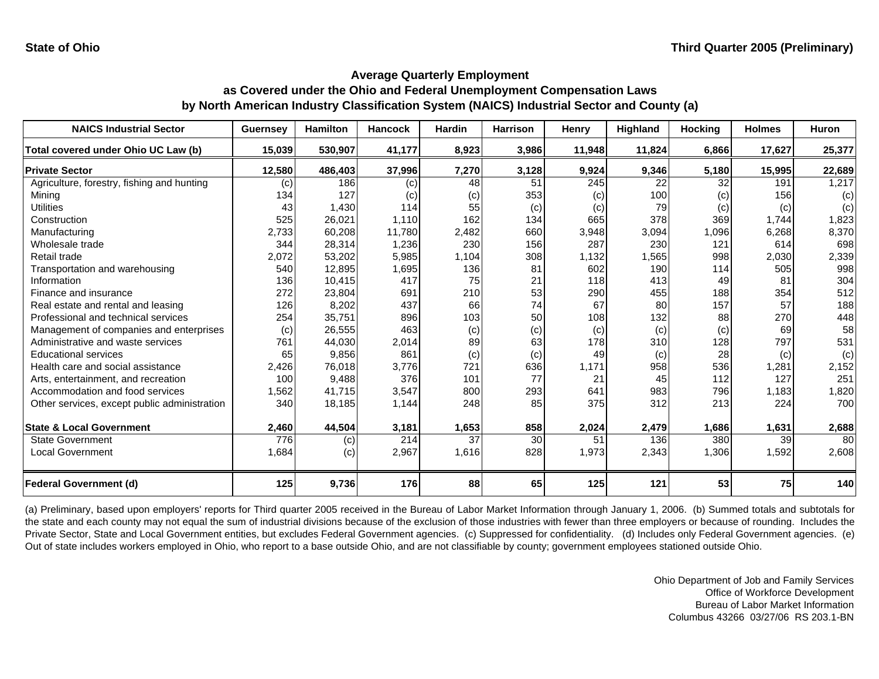State of Ohio | Third Quarter 2005 (Preliminary)

## Average Quarterly Employment as Covered under the Ohio and Federal Unemployment Compensation Laws by North American Industry Classification System (NAICS) Industrial Sector and County (a)

| NAICS Industrial Sector | Guernsey | Hamilton | Hancock | Hardin | Harrison | Henry | Highland | Hocking | Holmes | Huron |
|---|---|---|---|---|---|---|---|---|---|---|
| **Total covered under Ohio UC Law (b)** | **15,039** | **530,907** | **41,177** | **8,923** | **3,986** | **11,948** | **11,824** | **6,866** | **17,627** | **25,377** |
| **Private Sector** | **12,580** | **486,403** | **37,996** | **7,270** | **3,128** | **9,924** | **9,346** | **5,180** | **15,995** | **22,689** |
| Agriculture, forestry, fishing and hunting | (c) | 186 | (c) | 48 | 51 | 245 | 22 | 32 | 191 | 1,217 |
| Mining | 134 | 127 | (c) | (c) | 353 | (c) | 100 | (c) | 156 | (c) |
| Utilities | 43 | 1,430 | 114 | 55 | (c) | (c) | 79 | (c) | (c) | (c) |
| Construction | 525 | 26,021 | 1,110 | 162 | 134 | 665 | 378 | 369 | 1,744 | 1,823 |
| Manufacturing | 2,733 | 60,208 | 11,780 | 2,482 | 660 | 3,948 | 3,094 | 1,096 | 6,268 | 8,370 |
| Wholesale trade | 344 | 28,314 | 1,236 | 230 | 156 | 287 | 230 | 121 | 614 | 698 |
| Retail trade | 2,072 | 53,202 | 5,985 | 1,104 | 308 | 1,132 | 1,565 | 998 | 2,030 | 2,339 |
| Transportation and warehousing | 540 | 12,895 | 1,695 | 136 | 81 | 602 | 190 | 114 | 505 | 998 |
| Information | 136 | 10,415 | 417 | 75 | 21 | 118 | 413 | 49 | 81 | 304 |
| Finance and insurance | 272 | 23,804 | 691 | 210 | 53 | 290 | 455 | 188 | 354 | 512 |
| Real estate and rental and leasing | 126 | 8,202 | 437 | 66 | 74 | 67 | 80 | 157 | 57 | 188 |
| Professional and technical services | 254 | 35,751 | 896 | 103 | 50 | 108 | 132 | 88 | 270 | 448 |
| Management of companies and enterprises | (c) | 26,555 | 463 | (c) | (c) | (c) | (c) | (c) | 69 | 58 |
| Administrative and waste services | 761 | 44,030 | 2,014 | 89 | 63 | 178 | 310 | 128 | 797 | 531 |
| Educational services | 65 | 9,856 | 861 | (c) | (c) | 49 | (c) | 28 | (c) | (c) |
| Health care and social assistance | 2,426 | 76,018 | 3,776 | 721 | 636 | 1,171 | 958 | 536 | 1,281 | 2,152 |
| Arts, entertainment, and recreation | 100 | 9,488 | 376 | 101 | 77 | 21 | 45 | 112 | 127 | 251 |
| Accommodation and food services | 1,562 | 41,715 | 3,547 | 800 | 293 | 641 | 983 | 796 | 1,183 | 1,820 |
| Other services, except public administration | 340 | 18,185 | 1,144 | 248 | 85 | 375 | 312 | 213 | 224 | 700 |
| **State & Local Government** | **2,460** | **44,504** | **3,181** | **1,653** | **858** | **2,024** | **2,479** | **1,686** | **1,631** | **2,688** |
| State Government | 776 | (c) | 214 | 37 | 30 | 51 | 136 | 380 | 39 | 80 |
| Local Government | 1,684 | (c) | 2,967 | 1,616 | 828 | 1,973 | 2,343 | 1,306 | 1,592 | 2,608 |
| **Federal Government (d)** | **125** | **9,736** | **176** | **88** | **65** | **125** | **121** | **53** | **75** | **140** |

(a) Preliminary, based upon employers' reports for Third quarter 2005 received in the Bureau of Labor Market Information through January 1, 2006. (b) Summed totals and subtotals for the state and each county may not equal the sum of industrial divisions because of the exclusion of those industries with fewer than three employers or because of rounding. Includes the Private Sector, State and Local Government entities, but excludes Federal Government agencies. (c) Suppressed for confidentiality. (d) Includes only Federal Government agencies. (e) Out of state includes workers employed in Ohio, who report to a base outside Ohio, and are not classifiable by county; government employees stationed outside Ohio.

Ohio Department of Job and Family Services
Office of Workforce Development
Bureau of Labor Market Information
Columbus 43266 03/27/06 RS 203.1-BN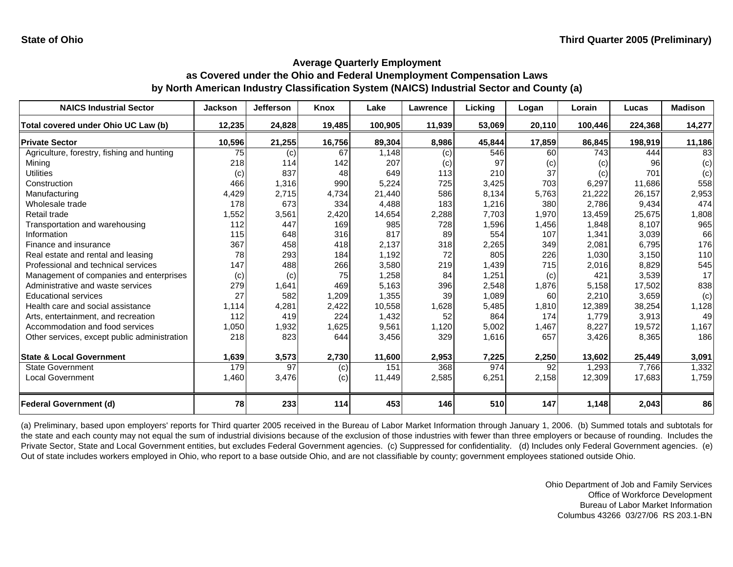State of Ohio

Third Quarter 2005 (Preliminary)

## Average Quarterly Employment as Covered under the Ohio and Federal Unemployment Compensation Laws by North American Industry Classification System (NAICS) Industrial Sector and County (a)

| NAICS Industrial Sector | Jackson | Jefferson | Knox | Lake | Lawrence | Licking | Logan | Lorain | Lucas | Madison |
|---|---|---|---|---|---|---|---|---|---|---|
| **Total covered under Ohio UC Law (b)** | **12,235** | **24,828** | **19,485** | **100,905** | **11,939** | **53,069** | **20,110** | **100,446** | **224,368** | **14,277** |
| **Private Sector** | **10,596** | **21,255** | **16,756** | **89,304** | **8,986** | **45,844** | **17,859** | **86,845** | **198,919** | **11,186** |
| Agriculture, forestry, fishing and hunting | 75 | (c) | 67 | 1,148 | (c) | 546 | 60 | 743 | 444 | 83 |
| Mining | 218 | 114 | 142 | 207 | (c) | 97 | (c) | (c) | 96 | (c) |
| Utilities | (c) | 837 | 48 | 649 | 113 | 210 | 37 | (c) | 701 | (c) |
| Construction | 466 | 1,316 | 990 | 5,224 | 725 | 3,425 | 703 | 6,297 | 11,686 | 558 |
| Manufacturing | 4,429 | 2,715 | 4,734 | 21,440 | 586 | 8,134 | 5,763 | 21,222 | 26,157 | 2,953 |
| Wholesale trade | 178 | 673 | 334 | 4,488 | 183 | 1,216 | 380 | 2,786 | 9,434 | 474 |
| Retail trade | 1,552 | 3,561 | 2,420 | 14,654 | 2,288 | 7,703 | 1,970 | 13,459 | 25,675 | 1,808 |
| Transportation and warehousing | 112 | 447 | 169 | 985 | 728 | 1,596 | 1,456 | 1,848 | 8,107 | 965 |
| Information | 115 | 648 | 316 | 817 | 89 | 554 | 107 | 1,341 | 3,039 | 66 |
| Finance and insurance | 367 | 458 | 418 | 2,137 | 318 | 2,265 | 349 | 2,081 | 6,795 | 176 |
| Real estate and rental and leasing | 78 | 293 | 184 | 1,192 | 72 | 805 | 226 | 1,030 | 3,150 | 110 |
| Professional and technical services | 147 | 488 | 266 | 3,580 | 219 | 1,439 | 715 | 2,016 | 8,829 | 545 |
| Management of companies and enterprises | (c) | (c) | 75 | 1,258 | 84 | 1,251 | (c) | 421 | 3,539 | 17 |
| Administrative and waste services | 279 | 1,641 | 469 | 5,163 | 396 | 2,548 | 1,876 | 5,158 | 17,502 | 838 |
| Educational services | 27 | 582 | 1,209 | 1,355 | 39 | 1,089 | 60 | 2,210 | 3,659 | (c) |
| Health care and social assistance | 1,114 | 4,281 | 2,422 | 10,558 | 1,628 | 5,485 | 1,810 | 12,389 | 38,254 | 1,128 |
| Arts, entertainment, and recreation | 112 | 419 | 224 | 1,432 | 52 | 864 | 174 | 1,779 | 3,913 | 49 |
| Accommodation and food services | 1,050 | 1,932 | 1,625 | 9,561 | 1,120 | 5,002 | 1,467 | 8,227 | 19,572 | 1,167 |
| Other services, except public administration | 218 | 823 | 644 | 3,456 | 329 | 1,616 | 657 | 3,426 | 8,365 | 186 |
| **State & Local Government** | **1,639** | **3,573** | **2,730** | **11,600** | **2,953** | **7,225** | **2,250** | **13,602** | **25,449** | **3,091** |
| State Government | 179 | 97 | (c) | 151 | 368 | 974 | 92 | 1,293 | 7,766 | 1,332 |
| Local Government | 1,460 | 3,476 | (c) | 11,449 | 2,585 | 6,251 | 2,158 | 12,309 | 17,683 | 1,759 |
| **Federal Government (d)** | **78** | **233** | **114** | **453** | **146** | **510** | **147** | **1,148** | **2,043** | **86** |

(a) Preliminary, based upon employers' reports for Third quarter 2005 received in the Bureau of Labor Market Information through January 1, 2006. (b) Summed totals and subtotals for the state and each county may not equal the sum of industrial divisions because of the exclusion of those industries with fewer than three employers or because of rounding. Includes the Private Sector, State and Local Government entities, but excludes Federal Government agencies. (c) Suppressed for confidentiality. (d) Includes only Federal Government agencies. (e) Out of state includes workers employed in Ohio, who report to a base outside Ohio, and are not classifiable by county; government employees stationed outside Ohio.

Ohio Department of Job and Family Services
Office of Workforce Development
Bureau of Labor Market Information
Columbus 43266 03/27/06 RS 203.1-BN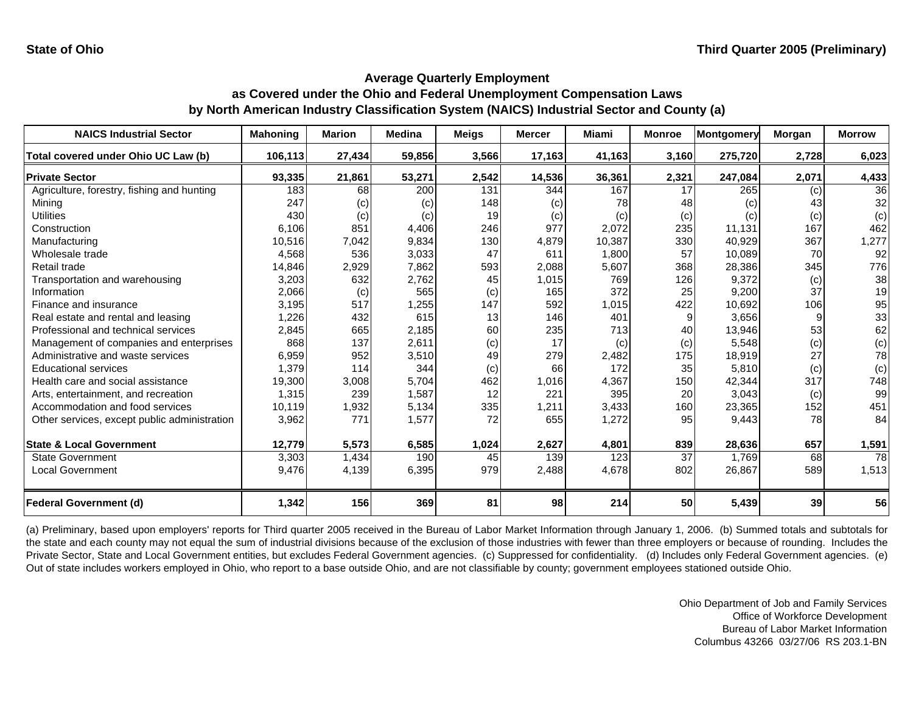**State of Ohio** **Third Quarter 2005 (Preliminary)**

## Average Quarterly Employment as Covered under the Ohio and Federal Unemployment Compensation Laws by North American Industry Classification System (NAICS) Industrial Sector and County (a)

| NAICS Industrial Sector | Mahoning | Marion | Medina | Meigs | Mercer | Miami | Monroe | Montgomery | Morgan | Morrow |
|---|---|---|---|---|---|---|---|---|---|---|
| **Total covered under Ohio UC Law (b)** | **106,113** | **27,434** | **59,856** | **3,566** | **17,163** | **41,163** | **3,160** | **275,720** | **2,728** | **6,023** |
| **Private Sector** | **93,335** | **21,861** | **53,271** | **2,542** | **14,536** | **36,361** | **2,321** | **247,084** | **2,071** | **4,433** |
| Agriculture, forestry, fishing and hunting | 183 | 68 | 200 | 131 | 344 | 167 | 17 | 265 | (c) | 36 |
| Mining | 247 | (c) | (c) | 148 | (c) | 78 | 48 | (c) | 43 | 32 |
| Utilities | 430 | (c) | (c) | 19 | (c) | (c) | (c) | (c) | (c) | (c) |
| Construction | 6,106 | 851 | 4,406 | 246 | 977 | 2,072 | 235 | 11,131 | 167 | 462 |
| Manufacturing | 10,516 | 7,042 | 9,834 | 130 | 4,879 | 10,387 | 330 | 40,929 | 367 | 1,277 |
| Wholesale trade | 4,568 | 536 | 3,033 | 47 | 611 | 1,800 | 57 | 10,089 | 70 | 92 |
| Retail trade | 14,846 | 2,929 | 7,862 | 593 | 2,088 | 5,607 | 368 | 28,386 | 345 | 776 |
| Transportation and warehousing | 3,203 | 632 | 2,762 | 45 | 1,015 | 769 | 126 | 9,372 | (c) | 38 |
| Information | 2,066 | (c) | 565 | (c) | 165 | 372 | 25 | 9,200 | 37 | 19 |
| Finance and insurance | 3,195 | 517 | 1,255 | 147 | 592 | 1,015 | 422 | 10,692 | 106 | 95 |
| Real estate and rental and leasing | 1,226 | 432 | 615 | 13 | 146 | 401 | 9 | 3,656 | 9 | 33 |
| Professional and technical services | 2,845 | 665 | 2,185 | 60 | 235 | 713 | 40 | 13,946 | 53 | 62 |
| Management of companies and enterprises | 868 | 137 | 2,611 | (c) | 17 | (c) | (c) | 5,548 | (c) | (c) |
| Administrative and waste services | 6,959 | 952 | 3,510 | 49 | 279 | 2,482 | 175 | 18,919 | 27 | 78 |
| Educational services | 1,379 | 114 | 344 | (c) | 66 | 172 | 35 | 5,810 | (c) | (c) |
| Health care and social assistance | 19,300 | 3,008 | 5,704 | 462 | 1,016 | 4,367 | 150 | 42,344 | 317 | 748 |
| Arts, entertainment, and recreation | 1,315 | 239 | 1,587 | 12 | 221 | 395 | 20 | 3,043 | (c) | 99 |
| Accommodation and food services | 10,119 | 1,932 | 5,134 | 335 | 1,211 | 3,433 | 160 | 23,365 | 152 | 451 |
| Other services, except public administration | 3,962 | 771 | 1,577 | 72 | 655 | 1,272 | 95 | 9,443 | 78 | 84 |
| **State & Local Government** | **12,779** | **5,573** | **6,585** | **1,024** | **2,627** | **4,801** | **839** | **28,636** | **657** | **1,591** |
| State Government | 3,303 | 1,434 | 190 | 45 | 139 | 123 | 37 | 1,769 | 68 | 78 |
| Local Government | 9,476 | 4,139 | 6,395 | 979 | 2,488 | 4,678 | 802 | 26,867 | 589 | 1,513 |
| **Federal Government (d)** | **1,342** | **156** | **369** | **81** | **98** | **214** | **50** | **5,439** | **39** | **56** |

(a) Preliminary, based upon employers' reports for Third quarter 2005 received in the Bureau of Labor Market Information through January 1, 2006. (b) Summed totals and subtotals for the state and each county may not equal the sum of industrial divisions because of the exclusion of those industries with fewer than three employers or because of rounding. Includes the Private Sector, State and Local Government entities, but excludes Federal Government agencies. (c) Suppressed for confidentiality. (d) Includes only Federal Government agencies. (e) Out of state includes workers employed in Ohio, who report to a base outside Ohio, and are not classifiable by county; government employees stationed outside Ohio.

Ohio Department of Job and Family Services
Office of Workforce Development
Bureau of Labor Market Information
Columbus 43266 03/27/06 RS 203.1-BN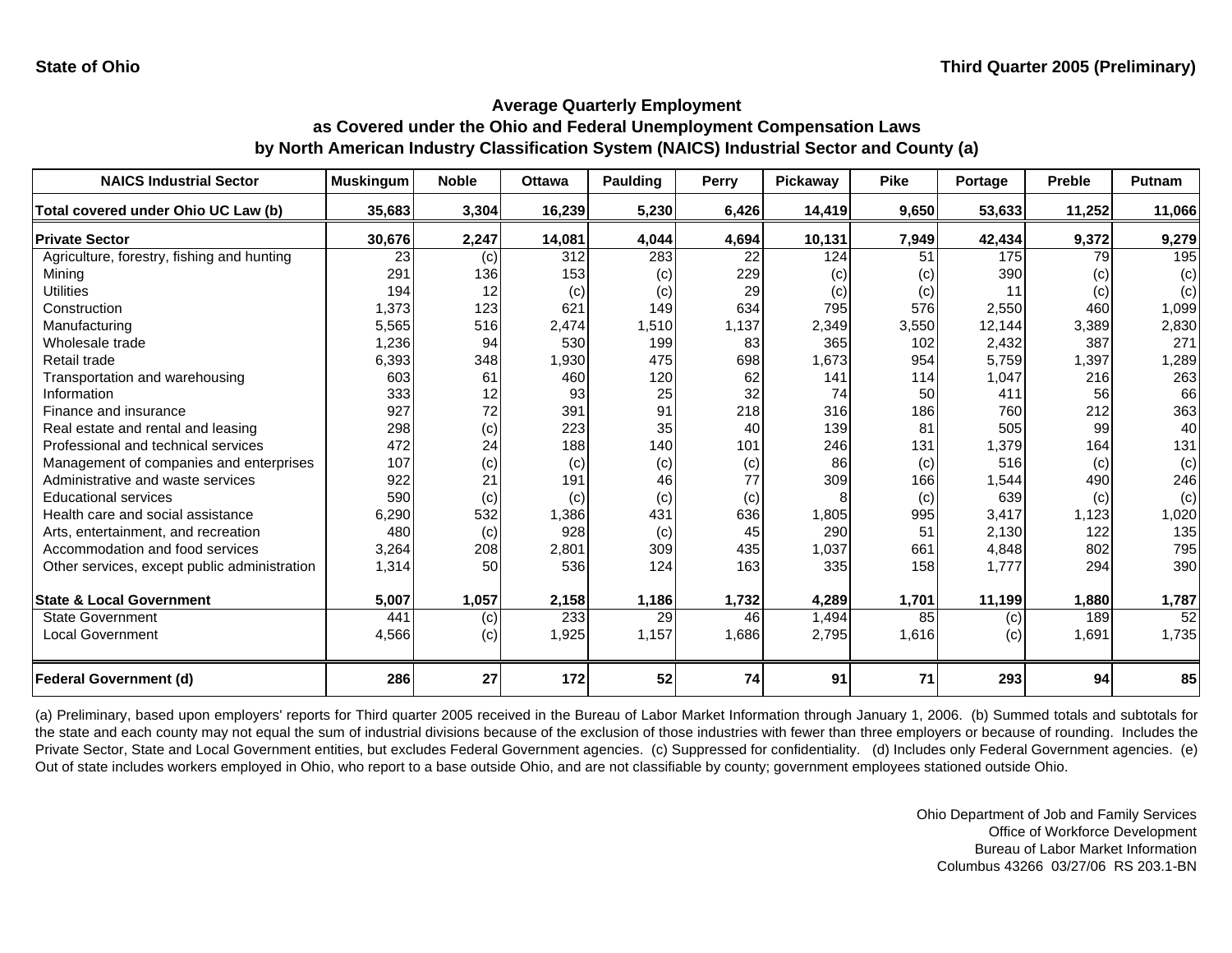State of Ohio

Third Quarter 2005 (Preliminary)

## Average Quarterly Employment as Covered under the Ohio and Federal Unemployment Compensation Laws by North American Industry Classification System (NAICS) Industrial Sector and County (a)

| NAICS Industrial Sector | Muskingum | Noble | Ottawa | Paulding | Perry | Pickaway | Pike | Portage | Preble | Putnam |
|---|---|---|---|---|---|---|---|---|---|---|
| **Total covered under Ohio UC Law (b)** | **35,683** | **3,304** | **16,239** | **5,230** | **6,426** | **14,419** | **9,650** | **53,633** | **11,252** | **11,066** |
| **Private Sector** | **30,676** | **2,247** | **14,081** | **4,044** | **4,694** | **10,131** | **7,949** | **42,434** | **9,372** | **9,279** |
| Agriculture, forestry, fishing and hunting | 23 | (c) | 312 | 283 | 22 | 124 | 51 | 175 | 79 | 195 |
| Mining | 291 | 136 | 153 | (c) | 229 | (c) | (c) | 390 | (c) | (c) |
| Utilities | 194 | 12 | (c) | (c) | 29 | (c) | (c) | 11 | (c) | (c) |
| Construction | 1,373 | 123 | 621 | 149 | 634 | 795 | 576 | 2,550 | 460 | 1,099 |
| Manufacturing | 5,565 | 516 | 2,474 | 1,510 | 1,137 | 2,349 | 3,550 | 12,144 | 3,389 | 2,830 |
| Wholesale trade | 1,236 | 94 | 530 | 199 | 83 | 365 | 102 | 2,432 | 387 | 271 |
| Retail trade | 6,393 | 348 | 1,930 | 475 | 698 | 1,673 | 954 | 5,759 | 1,397 | 1,289 |
| Transportation and warehousing | 603 | 61 | 460 | 120 | 62 | 141 | 114 | 1,047 | 216 | 263 |
| Information | 333 | 12 | 93 | 25 | 32 | 74 | 50 | 411 | 56 | 66 |
| Finance and insurance | 927 | 72 | 391 | 91 | 218 | 316 | 186 | 760 | 212 | 363 |
| Real estate and rental and leasing | 298 | (c) | 223 | 35 | 40 | 139 | 81 | 505 | 99 | 40 |
| Professional and technical services | 472 | 24 | 188 | 140 | 101 | 246 | 131 | 1,379 | 164 | 131 |
| Management of companies and enterprises | 107 | (c) | (c) | (c) | (c) | 86 | (c) | 516 | (c) | (c) |
| Administrative and waste services | 922 | 21 | 191 | 46 | 77 | 309 | 166 | 1,544 | 490 | 246 |
| Educational services | 590 | (c) | (c) | (c) | (c) | 8 | (c) | 639 | (c) | (c) |
| Health care and social assistance | 6,290 | 532 | 1,386 | 431 | 636 | 1,805 | 995 | 3,417 | 1,123 | 1,020 |
| Arts, entertainment, and recreation | 480 | (c) | 928 | (c) | 45 | 290 | 51 | 2,130 | 122 | 135 |
| Accommodation and food services | 3,264 | 208 | 2,801 | 309 | 435 | 1,037 | 661 | 4,848 | 802 | 795 |
| Other services, except public administration | 1,314 | 50 | 536 | 124 | 163 | 335 | 158 | 1,777 | 294 | 390 |
| **State & Local Government** | **5,007** | **1,057** | **2,158** | **1,186** | **1,732** | **4,289** | **1,701** | **11,199** | **1,880** | **1,787** |
| State Government | 441 | (c) | 233 | 29 | 46 | 1,494 | 85 | (c) | 189 | 52 |
| Local Government | 4,566 | (c) | 1,925 | 1,157 | 1,686 | 2,795 | 1,616 | (c) | 1,691 | 1,735 |
| **Federal Government (d)** | **286** | **27** | **172** | **52** | **74** | **91** | **71** | **293** | **94** | **85** |

(a) Preliminary, based upon employers' reports for Third quarter 2005 received in the Bureau of Labor Market Information through January 1, 2006. (b) Summed totals and subtotals for the state and each county may not equal the sum of industrial divisions because of the exclusion of those industries with fewer than three employers or because of rounding. Includes the Private Sector, State and Local Government entities, but excludes Federal Government agencies. (c) Suppressed for confidentiality. (d) Includes only Federal Government agencies. (e) Out of state includes workers employed in Ohio, who report to a base outside Ohio, and are not classifiable by county; government employees stationed outside Ohio.

Ohio Department of Job and Family Services
Office of Workforce Development
Bureau of Labor Market Information
Columbus 43266 03/27/06 RS 203.1-BN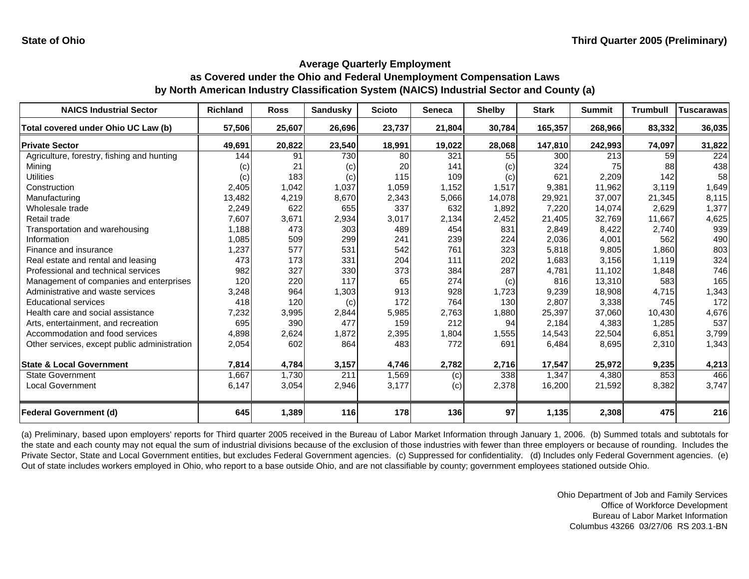State of Ohio

Third Quarter 2005 (Preliminary)

## Average Quarterly Employment
## as Covered under the Ohio and Federal Unemployment Compensation Laws
## by North American Industry Classification System (NAICS) Industrial Sector and County (a)

| NAICS Industrial Sector | Richland | Ross | Sandusky | Scioto | Seneca | Shelby | Stark | Summit | Trumbull | Tuscarawas |
|---|---|---|---|---|---|---|---|---|---|---|
| **Total covered under Ohio UC Law (b)** | **57,506** | **25,607** | **26,696** | **23,737** | **21,804** | **30,784** | **165,357** | **268,966** | **83,332** | **36,035** |
| **Private Sector** | **49,691** | **20,822** | **23,540** | **18,991** | **19,022** | **28,068** | **147,810** | **242,993** | **74,097** | **31,822** |
| Agriculture, forestry, fishing and hunting | 144 | 91 | 730 | 80 | 321 | 55 | 300 | 213 | 59 | 224 |
| Mining | (c) | 21 | (c) | 20 | 141 | (c) | 324 | 75 | 88 | 438 |
| Utilities | (c) | 183 | (c) | 115 | 109 | (c) | 621 | 2,209 | 142 | 58 |
| Construction | 2,405 | 1,042 | 1,037 | 1,059 | 1,152 | 1,517 | 9,381 | 11,962 | 3,119 | 1,649 |
| Manufacturing | 13,482 | 4,219 | 8,670 | 2,343 | 5,066 | 14,078 | 29,921 | 37,007 | 21,345 | 8,115 |
| Wholesale trade | 2,249 | 622 | 655 | 337 | 632 | 1,892 | 7,220 | 14,074 | 2,629 | 1,377 |
| Retail trade | 7,607 | 3,671 | 2,934 | 3,017 | 2,134 | 2,452 | 21,405 | 32,769 | 11,667 | 4,625 |
| Transportation and warehousing | 1,188 | 473 | 303 | 489 | 454 | 831 | 2,849 | 8,422 | 2,740 | 939 |
| Information | 1,085 | 509 | 299 | 241 | 239 | 224 | 2,036 | 4,001 | 562 | 490 |
| Finance and insurance | 1,237 | 577 | 531 | 542 | 761 | 323 | 5,818 | 9,805 | 1,860 | 803 |
| Real estate and rental and leasing | 473 | 173 | 331 | 204 | 111 | 202 | 1,683 | 3,156 | 1,119 | 324 |
| Professional and technical services | 982 | 327 | 330 | 373 | 384 | 287 | 4,781 | 11,102 | 1,848 | 746 |
| Management of companies and enterprises | 120 | 220 | 117 | 65 | 274 | (c) | 816 | 13,310 | 583 | 165 |
| Administrative and waste services | 3,248 | 964 | 1,303 | 913 | 928 | 1,723 | 9,239 | 18,908 | 4,715 | 1,343 |
| Educational services | 418 | 120 | (c) | 172 | 764 | 130 | 2,807 | 3,338 | 745 | 172 |
| Health care and social assistance | 7,232 | 3,995 | 2,844 | 5,985 | 2,763 | 1,880 | 25,397 | 37,060 | 10,430 | 4,676 |
| Arts, entertainment, and recreation | 695 | 390 | 477 | 159 | 212 | 94 | 2,184 | 4,383 | 1,285 | 537 |
| Accommodation and food services | 4,898 | 2,624 | 1,872 | 2,395 | 1,804 | 1,555 | 14,543 | 22,504 | 6,851 | 3,799 |
| Other services, except public administration | 2,054 | 602 | 864 | 483 | 772 | 691 | 6,484 | 8,695 | 2,310 | 1,343 |
| **State & Local Government** | **7,814** | **4,784** | **3,157** | **4,746** | **2,782** | **2,716** | **17,547** | **25,972** | **9,235** | **4,213** |
| State Government | 1,667 | 1,730 | 211 | 1,569 | (c) | 338 | 1,347 | 4,380 | 853 | 466 |
| Local Government | 6,147 | 3,054 | 2,946 | 3,177 | (c) | 2,378 | 16,200 | 21,592 | 8,382 | 3,747 |
| **Federal Government (d)** | **645** | **1,389** | **116** | **178** | **136** | **97** | **1,135** | **2,308** | **475** | **216** |

(a) Preliminary, based upon employers' reports for Third quarter 2005 received in the Bureau of Labor Market Information through January 1, 2006. (b) Summed totals and subtotals for the state and each county may not equal the sum of industrial divisions because of the exclusion of those industries with fewer than three employers or because of rounding. Includes the Private Sector, State and Local Government entities, but excludes Federal Government agencies. (c) Suppressed for confidentiality. (d) Includes only Federal Government agencies. (e) Out of state includes workers employed in Ohio, who report to a base outside Ohio, and are not classifiable by county; government employees stationed outside Ohio.

Ohio Department of Job and Family Services
Office of Workforce Development
Bureau of Labor Market Information
Columbus 43266 03/27/06 RS 203.1-BN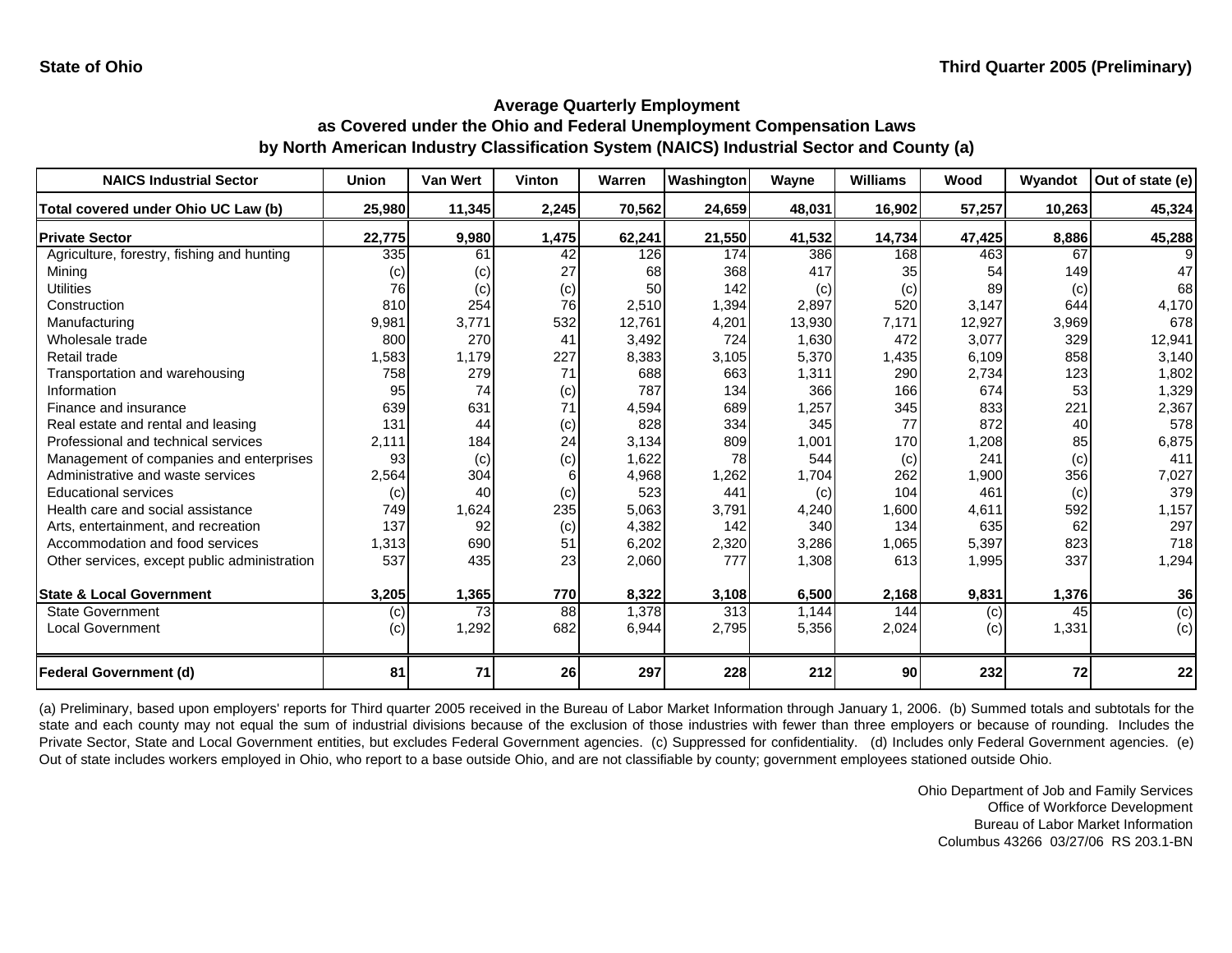**State of Ohio** — **Third Quarter 2005 (Preliminary)**

### Average Quarterly Employment
### as Covered under the Ohio and Federal Unemployment Compensation Laws
### by North American Industry Classification System (NAICS) Industrial Sector and County (a)

| NAICS Industrial Sector | Union | Van Wert | Vinton | Warren | Washington | Wayne | Williams | Wood | Wyandot | Out of state (e) |
|---|---|---|---|---|---|---|---|---|---|---|
| **Total covered under Ohio UC Law (b)** | **25,980** | **11,345** | **2,245** | **70,562** | **24,659** | **48,031** | **16,902** | **57,257** | **10,263** | **45,324** |
| **Private Sector** | **22,775** | **9,980** | **1,475** | **62,241** | **21,550** | **41,532** | **14,734** | **47,425** | **8,886** | **45,288** |
| Agriculture, forestry, fishing and hunting | 335 | 61 | 42 | 126 | 174 | 386 | 168 | 463 | 67 | 9 |
| Mining | (c) | (c) | 27 | 68 | 368 | 417 | 35 | 54 | 149 | 47 |
| Utilities | 76 | (c) | (c) | 50 | 142 | (c) | (c) | 89 | (c) | 68 |
| Construction | 810 | 254 | 76 | 2,510 | 1,394 | 2,897 | 520 | 3,147 | 644 | 4,170 |
| Manufacturing | 9,981 | 3,771 | 532 | 12,761 | 4,201 | 13,930 | 7,171 | 12,927 | 3,969 | 678 |
| Wholesale trade | 800 | 270 | 41 | 3,492 | 724 | 1,630 | 472 | 3,077 | 329 | 12,941 |
| Retail trade | 1,583 | 1,179 | 227 | 8,383 | 3,105 | 5,370 | 1,435 | 6,109 | 858 | 3,140 |
| Transportation and warehousing | 758 | 279 | 71 | 688 | 663 | 1,311 | 290 | 2,734 | 123 | 1,802 |
| Information | 95 | 74 | (c) | 787 | 134 | 366 | 166 | 674 | 53 | 1,329 |
| Finance and insurance | 639 | 631 | 71 | 4,594 | 689 | 1,257 | 345 | 833 | 221 | 2,367 |
| Real estate and rental and leasing | 131 | 44 | (c) | 828 | 334 | 345 | 77 | 872 | 40 | 578 |
| Professional and technical services | 2,111 | 184 | 24 | 3,134 | 809 | 1,001 | 170 | 1,208 | 85 | 6,875 |
| Management of companies and enterprises | 93 | (c) | (c) | 1,622 | 78 | 544 | (c) | 241 | (c) | 411 |
| Administrative and waste services | 2,564 | 304 | 6 | 4,968 | 1,262 | 1,704 | 262 | 1,900 | 356 | 7,027 |
| Educational services | (c) | 40 | (c) | 523 | 441 | (c) | 104 | 461 | (c) | 379 |
| Health care and social assistance | 749 | 1,624 | 235 | 5,063 | 3,791 | 4,240 | 1,600 | 4,611 | 592 | 1,157 |
| Arts, entertainment, and recreation | 137 | 92 | (c) | 4,382 | 142 | 340 | 134 | 635 | 62 | 297 |
| Accommodation and food services | 1,313 | 690 | 51 | 6,202 | 2,320 | 3,286 | 1,065 | 5,397 | 823 | 718 |
| Other services, except public administration | 537 | 435 | 23 | 2,060 | 777 | 1,308 | 613 | 1,995 | 337 | 1,294 |
| **State & Local Government** | **3,205** | **1,365** | **770** | **8,322** | **3,108** | **6,500** | **2,168** | **9,831** | **1,376** | **36** |
| State Government | (c) | 73 | 88 | 1,378 | 313 | 1,144 | 144 | (c) | 45 | (c) |
| Local Government | (c) | 1,292 | 682 | 6,944 | 2,795 | 5,356 | 2,024 | (c) | 1,331 | (c) |
| **Federal Government (d)** | **81** | **71** | **26** | **297** | **228** | **212** | **90** | **232** | **72** | **22** |

(a) Preliminary, based upon employers' reports for Third quarter 2005 received in the Bureau of Labor Market Information through January 1, 2006. (b) Summed totals and subtotals for the state and each county may not equal the sum of industrial divisions because of the exclusion of those industries with fewer than three employers or because of rounding. Includes the Private Sector, State and Local Government entities, but excludes Federal Government agencies. (c) Suppressed for confidentiality. (d) Includes only Federal Government agencies. (e) Out of state includes workers employed in Ohio, who report to a base outside Ohio, and are not classifiable by county; government employees stationed outside Ohio.

Ohio Department of Job and Family Services
Office of Workforce Development
Bureau of Labor Market Information
Columbus 43266 03/27/06 RS 203.1-BN